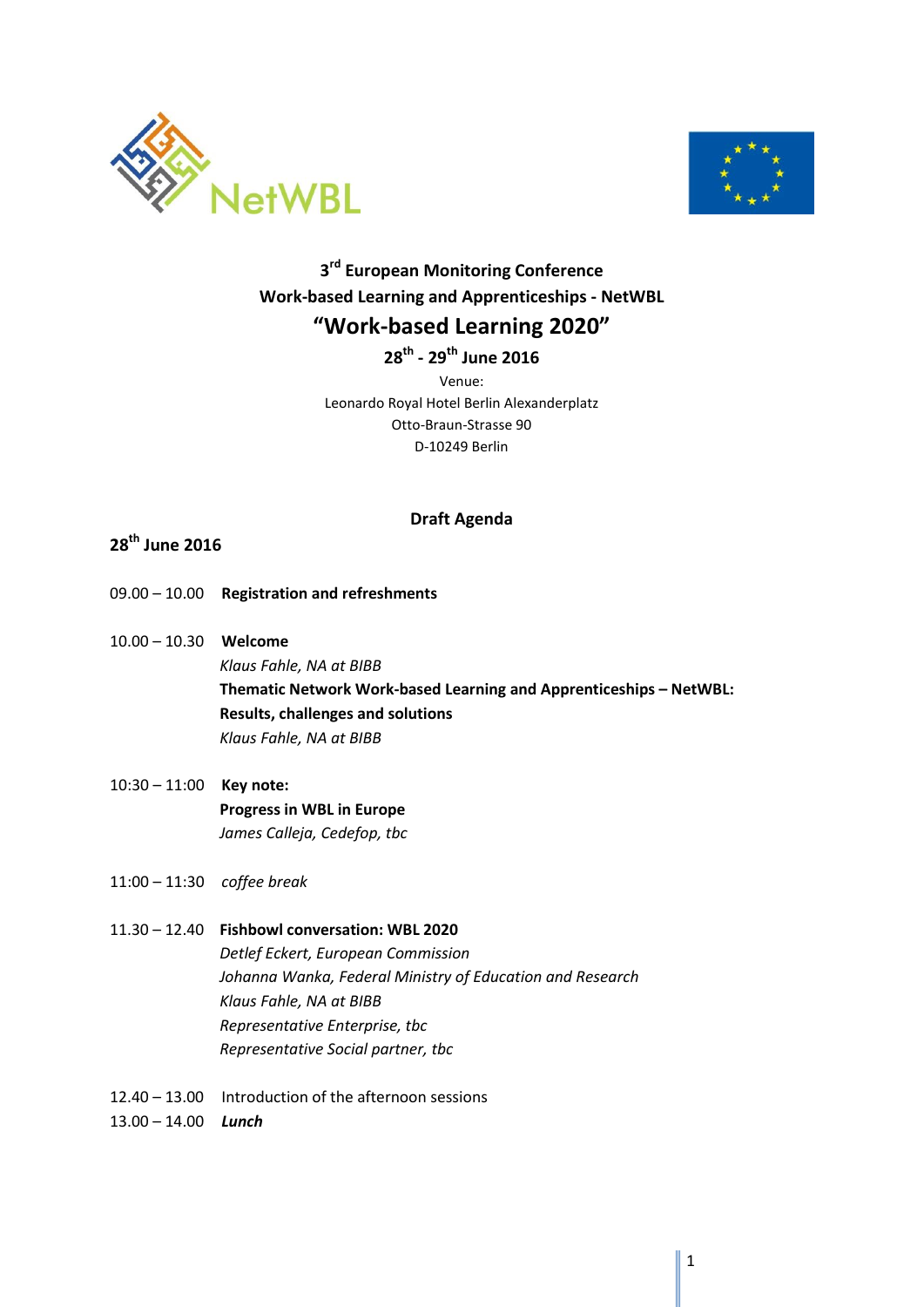## 3rd European Monitoring Conference
## Work-based Learning and Apprenticeships - NetWBL
# "Work-based Learning 2020"
## 28th - 29th June 2016

Venue:
Leonardo Royal Hotel Berlin Alexanderplatz
Otto-Braun-Strasse 90
D-10249 Berlin

### Draft Agenda

### 28th June 2016

09.00 – 10.00 **Registration and refreshments**

10.00 – 10.30 **Welcome**
*Klaus Fahle, NA at BIBB*
**Thematic Network Work-based Learning and Apprenticeships – NetWBL: Results, challenges and solutions**
*Klaus Fahle, NA at BIBB*

10:30 – 11:00 **Key note:**
**Progress in WBL in Europe**
*James Calleja, Cedefop, tbc*

11:00 – 11:30 *coffee break*

11.30 – 12.40 **Fishbowl conversation: WBL 2020**
*Detlef Eckert, European Commission*
*Johanna Wanka, Federal Ministry of Education and Research*
*Klaus Fahle, NA at BIBB*
*Representative Enterprise, tbc*
*Representative Social partner, tbc*

12.40 – 13.00 Introduction of the afternoon sessions

13.00 – 14.00 ***Lunch***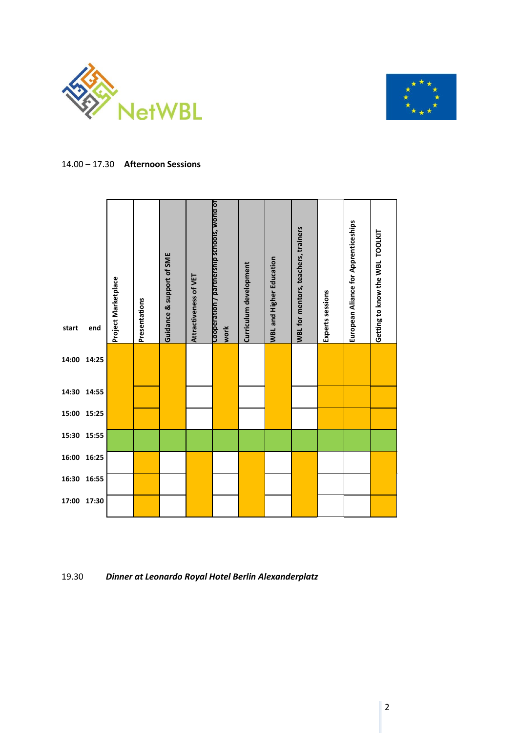14.00 – 17.30 **Afternoon Sessions**

| start | end | Project Marketplace | Presentations | Guidance & support of SME | Attractiveness of VET | Cooperation / partnership schools, world of work | Curriculum development | WBL and Higher Education | WBL for mentors, teachers, trainers | Experts sessions | European Alliance for Apprenticeships | Getting to know the WBL TOOLKIT |
|---|---|---|---|---|---|---|---|---|---|---|---|---|
| 14:00 | 14:25 | | | | | | | | | | | |
| 14:30 | 14:55 | | | | | | | | | | | |
| 15:00 | 15:25 | | | | | | | | | | | |
| 15:30 | 15:55 | | | | | | | | | | | |
| 16:00 | 16:25 | | | | | | | | | | | |
| 16:30 | 16:55 | | | | | | | | | | | |
| 17:00 | 17:30 | | | | | | | | | | | |

19.30 ***Dinner at Leonardo Royal Hotel Berlin Alexanderplatz***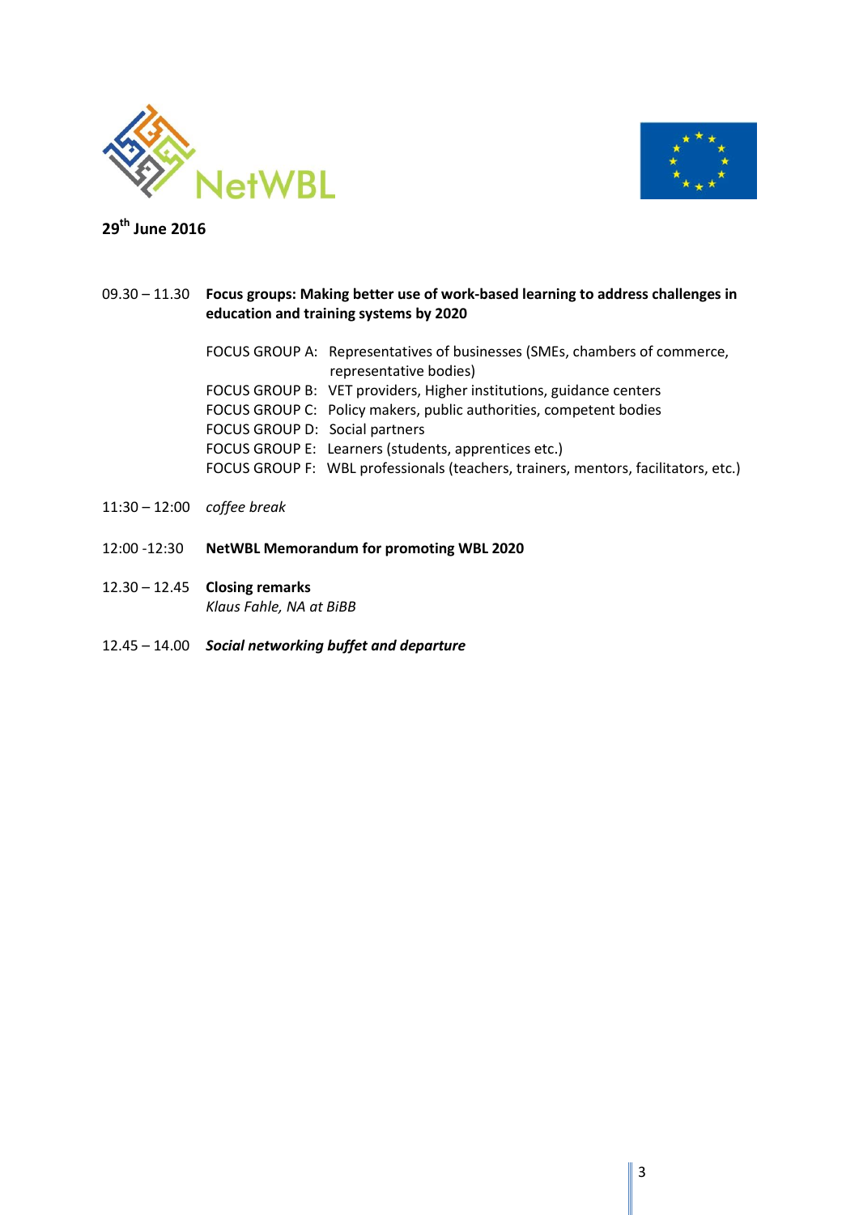**29th June 2016**

09.30 – 11.30 **Focus groups: Making better use of work-based learning to address challenges in education and training systems by 2020**

FOCUS GROUP A: Representatives of businesses (SMEs, chambers of commerce, representative bodies)
FOCUS GROUP B: VET providers, Higher institutions, guidance centers
FOCUS GROUP C: Policy makers, public authorities, competent bodies
FOCUS GROUP D: Social partners
FOCUS GROUP E: Learners (students, apprentices etc.)
FOCUS GROUP F: WBL professionals (teachers, trainers, mentors, facilitators, etc.)

11:30 – 12:00 *coffee break*

12:00 -12:30 **NetWBL Memorandum for promoting WBL 2020**

12.30 – 12.45 **Closing remarks**
*Klaus Fahle, NA at BiBB*

12.45 – 14.00 ***Social networking buffet and departure***